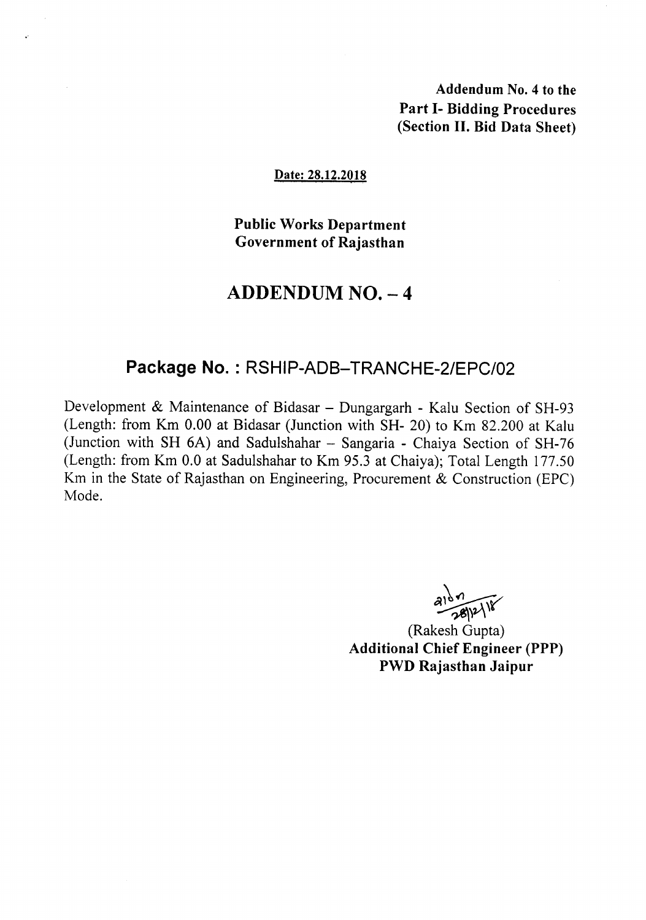**Addendum No. 4 to the**
**Part I- Bidding Procedures**
**(Section II. Bid Data Sheet)**

**Date: 28.12.2018**

**Public Works Department**
**Government of Rajasthan**

# ADDENDUM NO. – 4

## Package No. : RSHIP-ADB–TRANCHE-2/EPC/02

Development & Maintenance of Bidasar – Dungargarh - Kalu Section of SH-93 (Length: from Km 0.00 at Bidasar (Junction with SH- 20) to Km 82.200 at Kalu (Junction with SH 6A) and Sadulshahar – Sangaria - Chaiya Section of SH-76 (Length: from Km 0.0 at Sadulshahar to Km 95.3 at Chaiya); Total Length 177.50 Km in the State of Rajasthan on Engineering, Procurement & Construction (EPC) Mode.

28/12/18

(Rakesh Gupta)
**Additional Chief Engineer (PPP)**
**PWD Rajasthan Jaipur**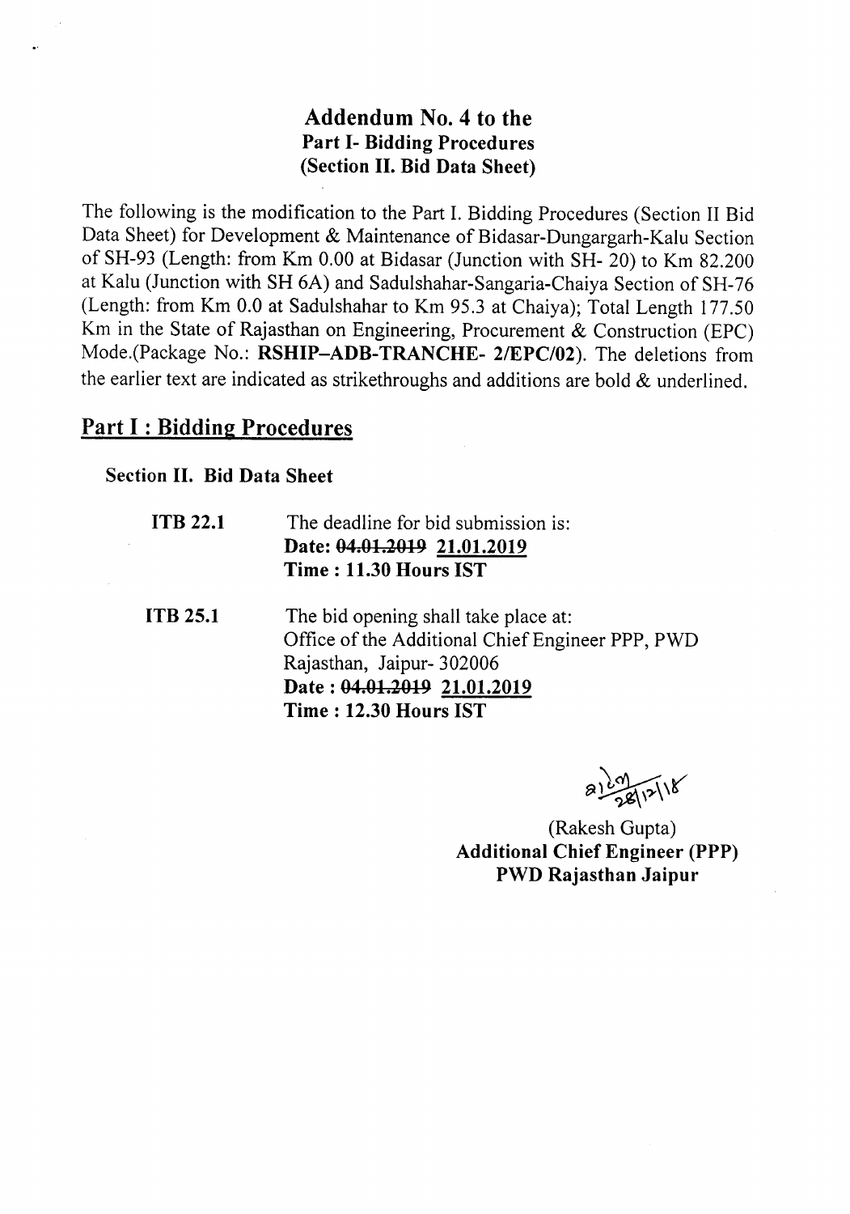## Addendum No. 4 to the
### Part I- Bidding Procedures
### (Section II. Bid Data Sheet)

The following is the modification to the Part I. Bidding Procedures (Section II Bid Data Sheet) for Development & Maintenance of Bidasar-Dungargarh-Kalu Section of SH-93 (Length: from Km 0.00 at Bidasar (Junction with SH- 20) to Km 82.200 at Kalu (Junction with SH 6A) and Sadulshahar-Sangaria-Chaiya Section of SH-76 (Length: from Km 0.0 at Sadulshahar to Km 95.3 at Chaiya); Total Length 177.50 Km in the State of Rajasthan on Engineering, Procurement & Construction (EPC) Mode.(Package No.: **RSHIP–ADB-TRANCHE- 2/EPC/02**). The deletions from the earlier text are indicated as strikethroughs and additions are bold & underlined.

## Part I : Bidding Procedures

**Section II. Bid Data Sheet**

**ITB 22.1** The deadline for bid submission is:
**Date: ~~04.01.2019~~ <u>21.01.2019</u>**
**Time : 11.30 Hours IST**

**ITB 25.1** The bid opening shall take place at:
Office of the Additional Chief Engineer PPP, PWD Rajasthan, Jaipur- 302006
**Date : ~~04.01.2019~~ <u>21.01.2019</u>**
**Time : 12.30 Hours IST**

28/12/18

(Rakesh Gupta)
**Additional Chief Engineer (PPP)**
**PWD Rajasthan Jaipur**